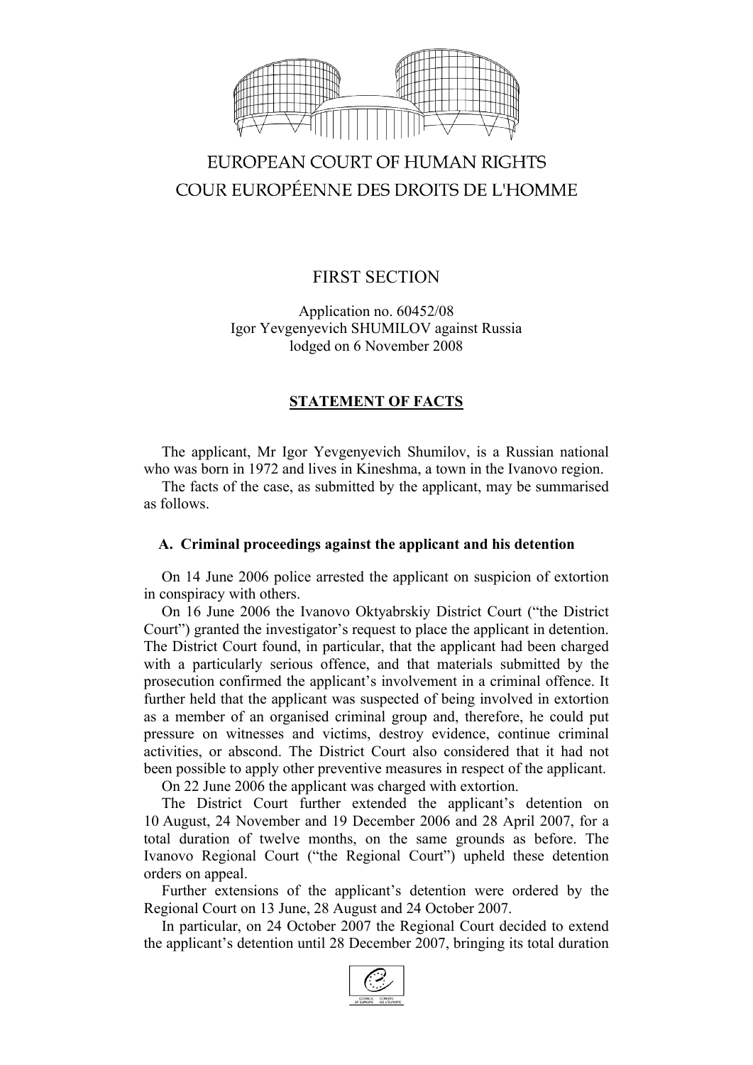EUROPEAN COURT OF HUMAN RIGHTS
COUR EUROPÉENNE DES DROITS DE L'HOMME

FIRST SECTION

Application no. 60452/08
Igor Yevgenyevich SHUMILOV against Russia
lodged on 6 November 2008

**STATEMENT OF FACTS**

The applicant, Mr Igor Yevgenyevich Shumilov, is a Russian national who was born in 1972 and lives in Kineshma, a town in the Ivanovo region.

The facts of the case, as submitted by the applicant, may be summarised as follows.

### A. Criminal proceedings against the applicant and his detention

On 14 June 2006 police arrested the applicant on suspicion of extortion in conspiracy with others.

On 16 June 2006 the Ivanovo Oktyabrskiy District Court ("the District Court") granted the investigator's request to place the applicant in detention. The District Court found, in particular, that the applicant had been charged with a particularly serious offence, and that materials submitted by the prosecution confirmed the applicant's involvement in a criminal offence. It further held that the applicant was suspected of being involved in extortion as a member of an organised criminal group and, therefore, he could put pressure on witnesses and victims, destroy evidence, continue criminal activities, or abscond. The District Court also considered that it had not been possible to apply other preventive measures in respect of the applicant.

On 22 June 2006 the applicant was charged with extortion.

The District Court further extended the applicant's detention on 10 August, 24 November and 19 December 2006 and 28 April 2007, for a total duration of twelve months, on the same grounds as before. The Ivanovo Regional Court ("the Regional Court") upheld these detention orders on appeal.

Further extensions of the applicant's detention were ordered by the Regional Court on 13 June, 28 August and 24 October 2007.

In particular, on 24 October 2007 the Regional Court decided to extend the applicant's detention until 28 December 2007, bringing its total duration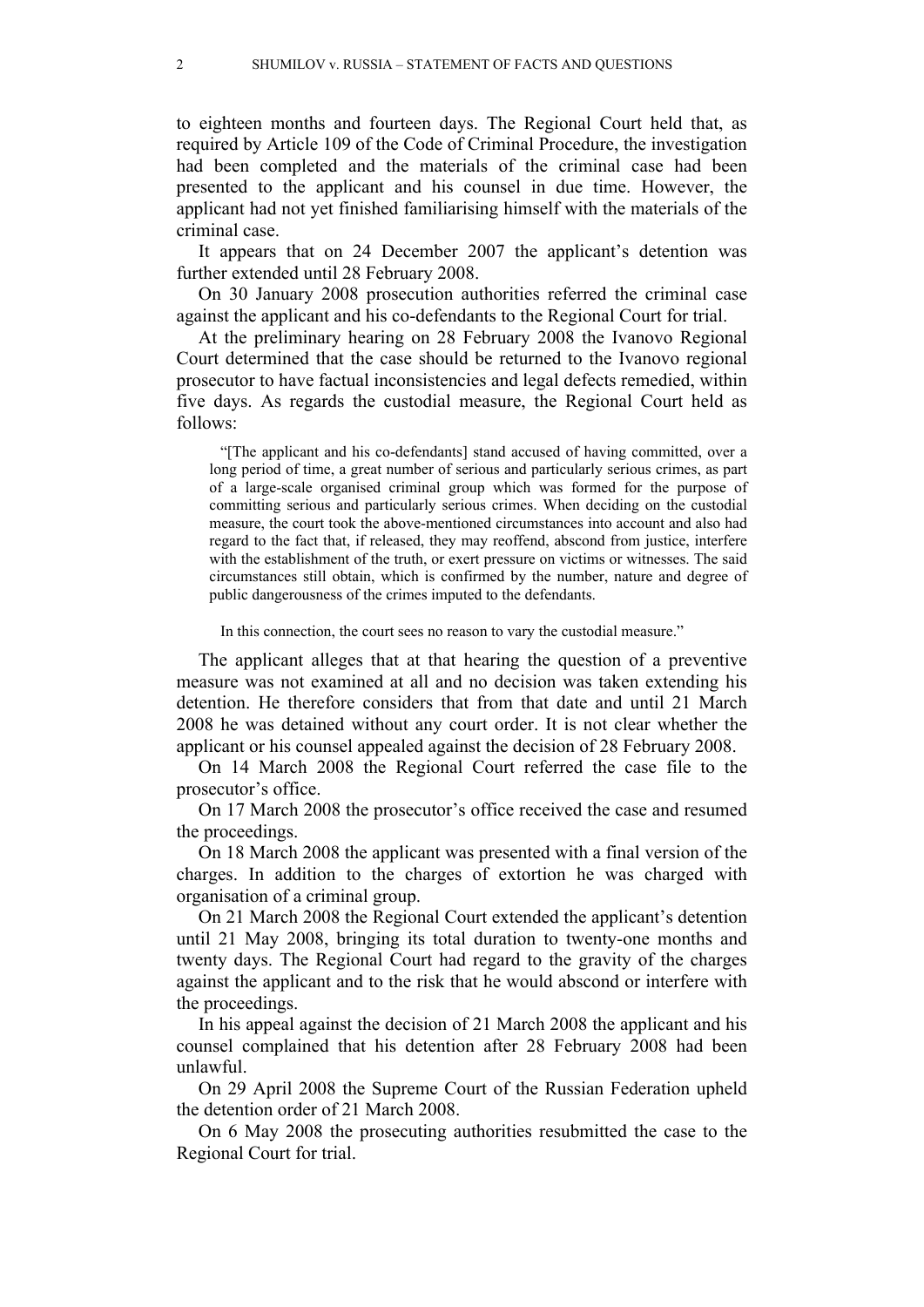to eighteen months and fourteen days. The Regional Court held that, as required by Article 109 of the Code of Criminal Procedure, the investigation had been completed and the materials of the criminal case had been presented to the applicant and his counsel in due time. However, the applicant had not yet finished familiarising himself with the materials of the criminal case.

It appears that on 24 December 2007 the applicant's detention was further extended until 28 February 2008.

On 30 January 2008 prosecution authorities referred the criminal case against the applicant and his co-defendants to the Regional Court for trial.

At the preliminary hearing on 28 February 2008 the Ivanovo Regional Court determined that the case should be returned to the Ivanovo regional prosecutor to have factual inconsistencies and legal defects remedied, within five days. As regards the custodial measure, the Regional Court held as follows:

> "[The applicant and his co-defendants] stand accused of having committed, over a long period of time, a great number of serious and particularly serious crimes, as part of a large-scale organised criminal group which was formed for the purpose of committing serious and particularly serious crimes. When deciding on the custodial measure, the court took the above-mentioned circumstances into account and also had regard to the fact that, if released, they may reoffend, abscond from justice, interfere with the establishment of the truth, or exert pressure on victims or witnesses. The said circumstances still obtain, which is confirmed by the number, nature and degree of public dangerousness of the crimes imputed to the defendants.
>
> In this connection, the court sees no reason to vary the custodial measure."

The applicant alleges that at that hearing the question of a preventive measure was not examined at all and no decision was taken extending his detention. He therefore considers that from that date and until 21 March 2008 he was detained without any court order. It is not clear whether the applicant or his counsel appealed against the decision of 28 February 2008.

On 14 March 2008 the Regional Court referred the case file to the prosecutor's office.

On 17 March 2008 the prosecutor's office received the case and resumed the proceedings.

On 18 March 2008 the applicant was presented with a final version of the charges. In addition to the charges of extortion he was charged with organisation of a criminal group.

On 21 March 2008 the Regional Court extended the applicant's detention until 21 May 2008, bringing its total duration to twenty-one months and twenty days. The Regional Court had regard to the gravity of the charges against the applicant and to the risk that he would abscond or interfere with the proceedings.

In his appeal against the decision of 21 March 2008 the applicant and his counsel complained that his detention after 28 February 2008 had been unlawful.

On 29 April 2008 the Supreme Court of the Russian Federation upheld the detention order of 21 March 2008.

On 6 May 2008 the prosecuting authorities resubmitted the case to the Regional Court for trial.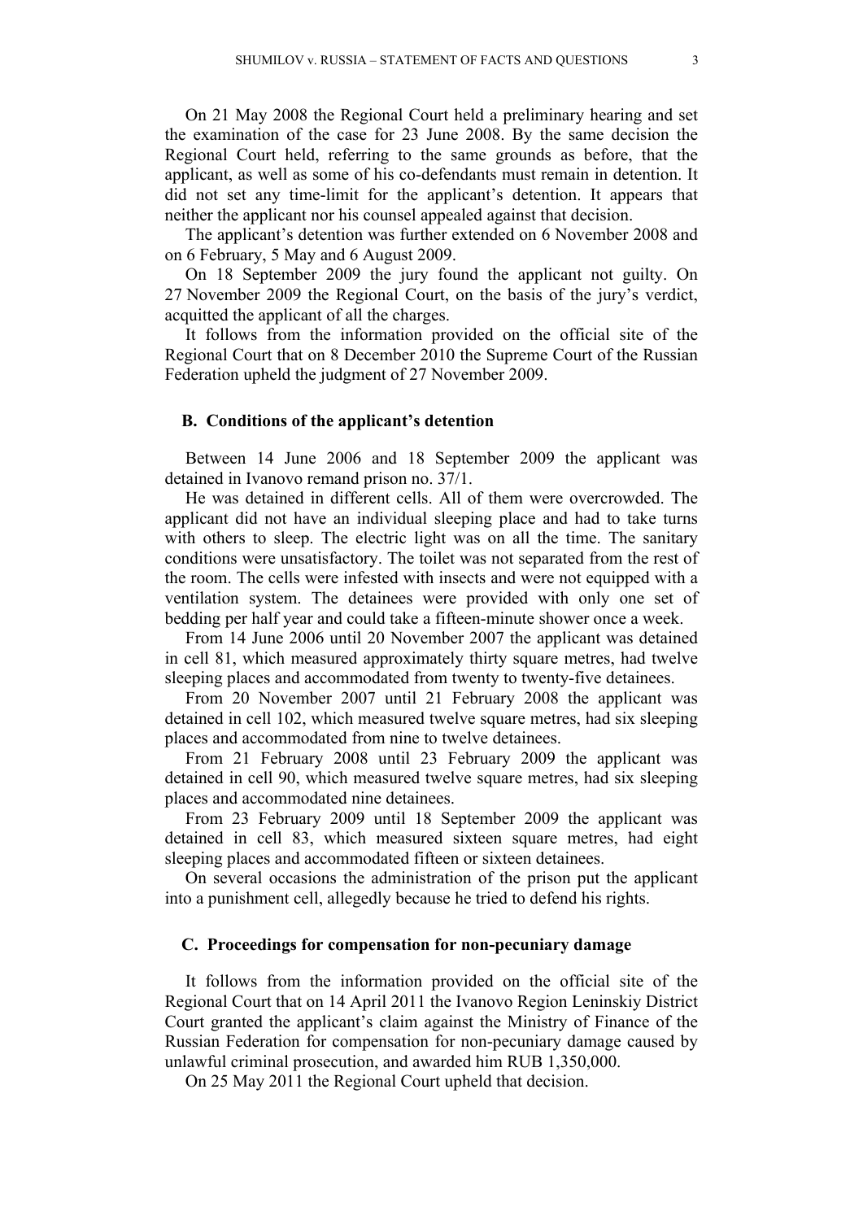On 21 May 2008 the Regional Court held a preliminary hearing and set the examination of the case for 23 June 2008. By the same decision the Regional Court held, referring to the same grounds as before, that the applicant, as well as some of his co-defendants must remain in detention. It did not set any time-limit for the applicant's detention. It appears that neither the applicant nor his counsel appealed against that decision.

The applicant's detention was further extended on 6 November 2008 and on 6 February, 5 May and 6 August 2009.

On 18 September 2009 the jury found the applicant not guilty. On 27 November 2009 the Regional Court, on the basis of the jury's verdict, acquitted the applicant of all the charges.

It follows from the information provided on the official site of the Regional Court that on 8 December 2010 the Supreme Court of the Russian Federation upheld the judgment of 27 November 2009.

## B. Conditions of the applicant's detention

Between 14 June 2006 and 18 September 2009 the applicant was detained in Ivanovo remand prison no. 37/1.

He was detained in different cells. All of them were overcrowded. The applicant did not have an individual sleeping place and had to take turns with others to sleep. The electric light was on all the time. The sanitary conditions were unsatisfactory. The toilet was not separated from the rest of the room. The cells were infested with insects and were not equipped with a ventilation system. The detainees were provided with only one set of bedding per half year and could take a fifteen-minute shower once a week.

From 14 June 2006 until 20 November 2007 the applicant was detained in cell 81, which measured approximately thirty square metres, had twelve sleeping places and accommodated from twenty to twenty-five detainees.

From 20 November 2007 until 21 February 2008 the applicant was detained in cell 102, which measured twelve square metres, had six sleeping places and accommodated from nine to twelve detainees.

From 21 February 2008 until 23 February 2009 the applicant was detained in cell 90, which measured twelve square metres, had six sleeping places and accommodated nine detainees.

From 23 February 2009 until 18 September 2009 the applicant was detained in cell 83, which measured sixteen square metres, had eight sleeping places and accommodated fifteen or sixteen detainees.

On several occasions the administration of the prison put the applicant into a punishment cell, allegedly because he tried to defend his rights.

## C. Proceedings for compensation for non-pecuniary damage

It follows from the information provided on the official site of the Regional Court that on 14 April 2011 the Ivanovo Region Leninskiy District Court granted the applicant's claim against the Ministry of Finance of the Russian Federation for compensation for non-pecuniary damage caused by unlawful criminal prosecution, and awarded him RUB 1,350,000.

On 25 May 2011 the Regional Court upheld that decision.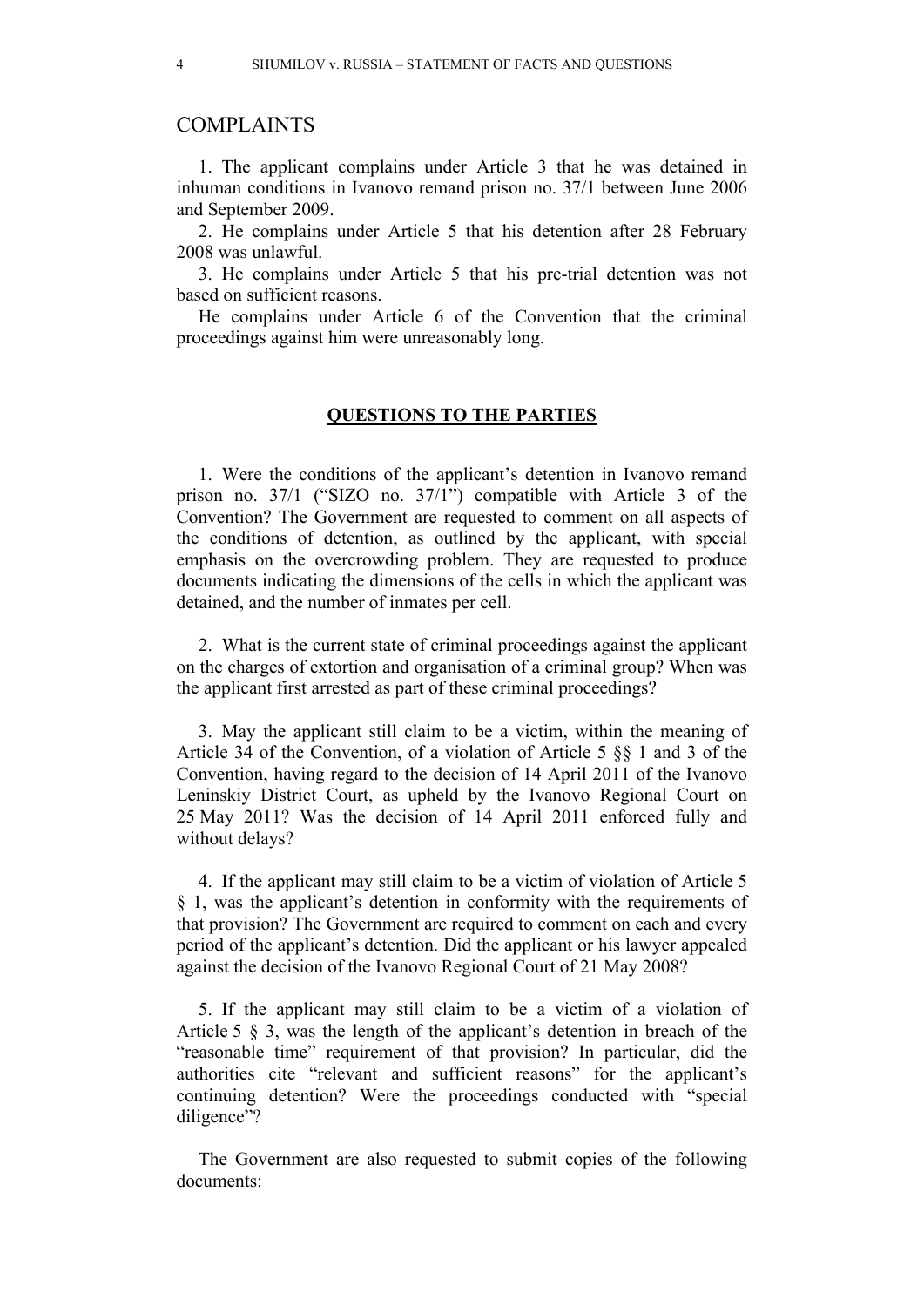## COMPLAINTS

1. The applicant complains under Article 3 that he was detained in inhuman conditions in Ivanovo remand prison no. 37/1 between June 2006 and September 2009.

2. He complains under Article 5 that his detention after 28 February 2008 was unlawful.

3. He complains under Article 5 that his pre-trial detention was not based on sufficient reasons.

He complains under Article 6 of the Convention that the criminal proceedings against him were unreasonably long.

### QUESTIONS TO THE PARTIES

1. Were the conditions of the applicant's detention in Ivanovo remand prison no. 37/1 ("SIZO no. 37/1") compatible with Article 3 of the Convention? The Government are requested to comment on all aspects of the conditions of detention, as outlined by the applicant, with special emphasis on the overcrowding problem. They are requested to produce documents indicating the dimensions of the cells in which the applicant was detained, and the number of inmates per cell.

2. What is the current state of criminal proceedings against the applicant on the charges of extortion and organisation of a criminal group? When was the applicant first arrested as part of these criminal proceedings?

3. May the applicant still claim to be a victim, within the meaning of Article 34 of the Convention, of a violation of Article 5 §§ 1 and 3 of the Convention, having regard to the decision of 14 April 2011 of the Ivanovo Leninskiy District Court, as upheld by the Ivanovo Regional Court on 25 May 2011? Was the decision of 14 April 2011 enforced fully and without delays?

4. If the applicant may still claim to be a victim of violation of Article 5 § 1, was the applicant's detention in conformity with the requirements of that provision? The Government are required to comment on each and every period of the applicant's detention. Did the applicant or his lawyer appealed against the decision of the Ivanovo Regional Court of 21 May 2008?

5. If the applicant may still claim to be a victim of a violation of Article 5 § 3, was the length of the applicant's detention in breach of the "reasonable time" requirement of that provision? In particular, did the authorities cite "relevant and sufficient reasons" for the applicant's continuing detention? Were the proceedings conducted with "special diligence"?

The Government are also requested to submit copies of the following documents: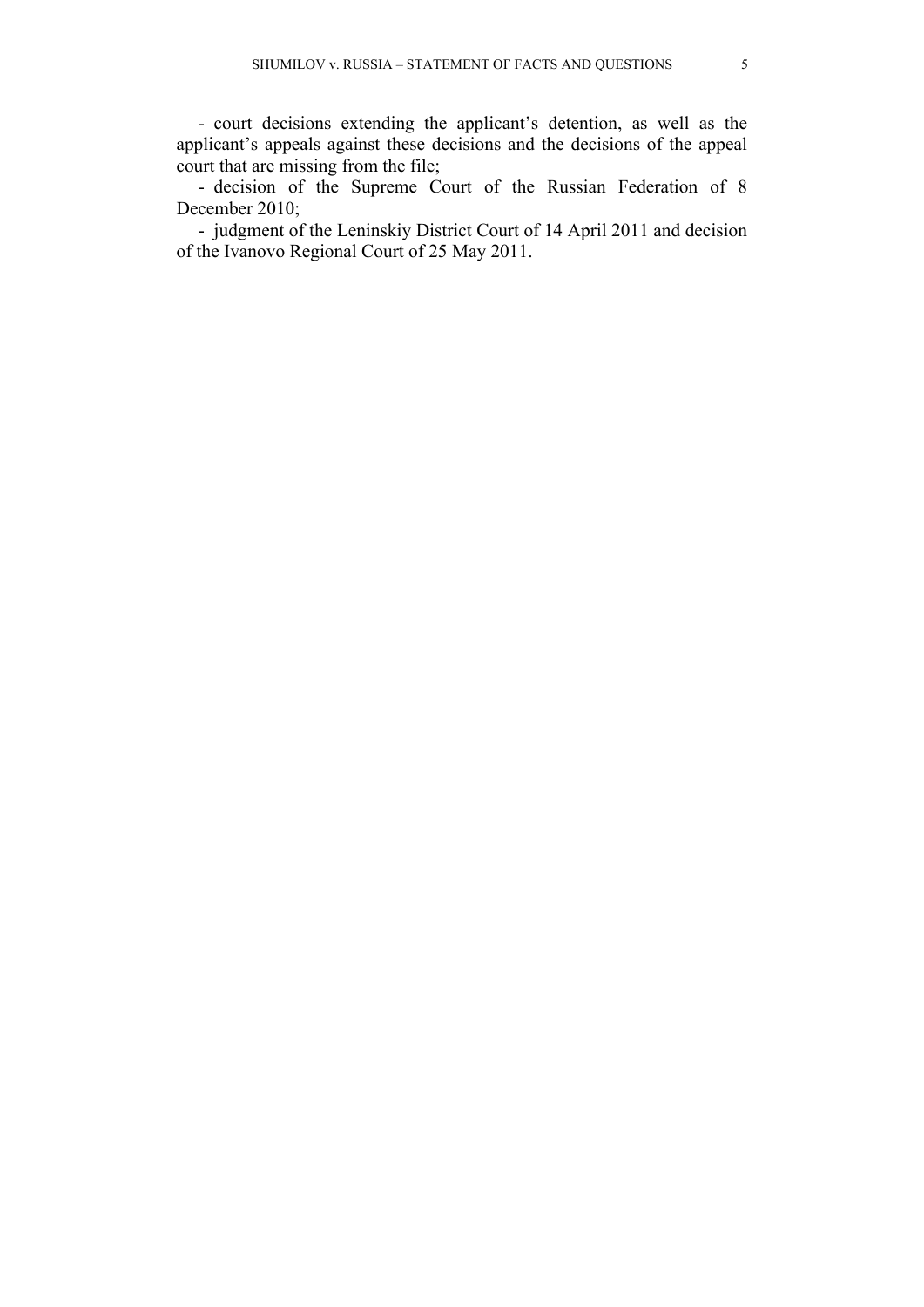- court decisions extending the applicant's detention, as well as the applicant's appeals against these decisions and the decisions of the appeal court that are missing from the file;

- decision of the Supreme Court of the Russian Federation of 8 December 2010;

- judgment of the Leninskiy District Court of 14 April 2011 and decision of the Ivanovo Regional Court of 25 May 2011.